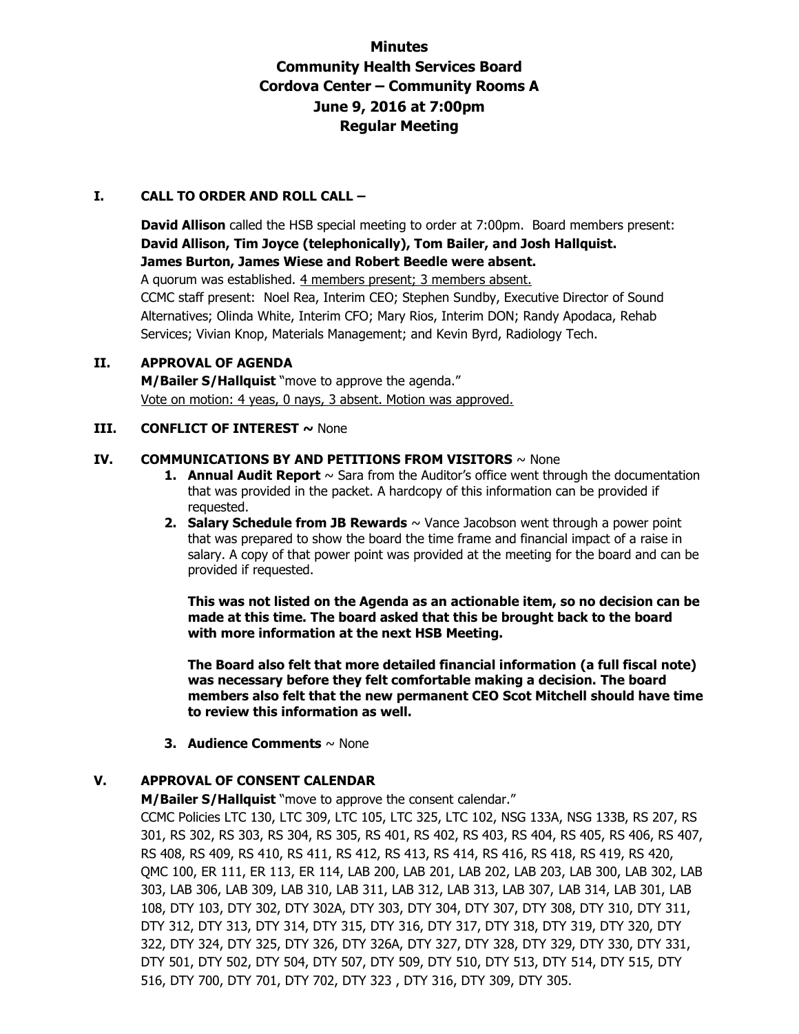# Minutes
# Community Health Services Board
# Cordova Center – Community Rooms A
# June 9, 2016 at 7:00pm
# Regular Meeting

## I. CALL TO ORDER AND ROLL CALL –

**David Allison** called the HSB special meeting to order at 7:00pm. Board members present: **David Allison, Tim Joyce (telephonically), Tom Bailer, and Josh Hallquist. James Burton, James Wiese and Robert Beedle were absent.**
A quorum was established. 4 members present; 3 members absent.
CCMC staff present: Noel Rea, Interim CEO; Stephen Sundby, Executive Director of Sound Alternatives; Olinda White, Interim CFO; Mary Rios, Interim DON; Randy Apodaca, Rehab Services; Vivian Knop, Materials Management; and Kevin Byrd, Radiology Tech.

## II. APPROVAL OF AGENDA

**M/Bailer S/Hallquist** "move to approve the agenda."
Vote on motion: 4 yeas, 0 nays, 3 absent. Motion was approved.

## III. CONFLICT OF INTEREST ~ None

## IV. COMMUNICATIONS BY AND PETITIONS FROM VISITORS ~ None

1. **Annual Audit Report** ~ Sara from the Auditor's office went through the documentation that was provided in the packet. A hardcopy of this information can be provided if requested.
2. **Salary Schedule from JB Rewards** ~ Vance Jacobson went through a power point that was prepared to show the board the time frame and financial impact of a raise in salary. A copy of that power point was provided at the meeting for the board and can be provided if requested.

   **This was not listed on the Agenda as an actionable item, so no decision can be made at this time. The board asked that this be brought back to the board with more information at the next HSB Meeting.**

   **The Board also felt that more detailed financial information (a full fiscal note) was necessary before they felt comfortable making a decision. The board members also felt that the new permanent CEO Scot Mitchell should have time to review this information as well.**

3. **Audience Comments** ~ None

## V. APPROVAL OF CONSENT CALENDAR

**M/Bailer S/Hallquist** "move to approve the consent calendar."
CCMC Policies LTC 130, LTC 309, LTC 105, LTC 325, LTC 102, NSG 133A, NSG 133B, RS 207, RS 301, RS 302, RS 303, RS 304, RS 305, RS 401, RS 402, RS 403, RS 404, RS 405, RS 406, RS 407, RS 408, RS 409, RS 410, RS 411, RS 412, RS 413, RS 414, RS 416, RS 418, RS 419, RS 420, QMC 100, ER 111, ER 113, ER 114, LAB 200, LAB 201, LAB 202, LAB 203, LAB 300, LAB 302, LAB 303, LAB 306, LAB 309, LAB 310, LAB 311, LAB 312, LAB 313, LAB 307, LAB 314, LAB 301, LAB 108, DTY 103, DTY 302, DTY 302A, DTY 303, DTY 304, DTY 307, DTY 308, DTY 310, DTY 311, DTY 312, DTY 313, DTY 314, DTY 315, DTY 316, DTY 317, DTY 318, DTY 319, DTY 320, DTY 322, DTY 324, DTY 325, DTY 326, DTY 326A, DTY 327, DTY 328, DTY 329, DTY 330, DTY 331, DTY 501, DTY 502, DTY 504, DTY 507, DTY 509, DTY 510, DTY 513, DTY 514, DTY 515, DTY 516, DTY 700, DTY 701, DTY 702, DTY 323 , DTY 316, DTY 309, DTY 305.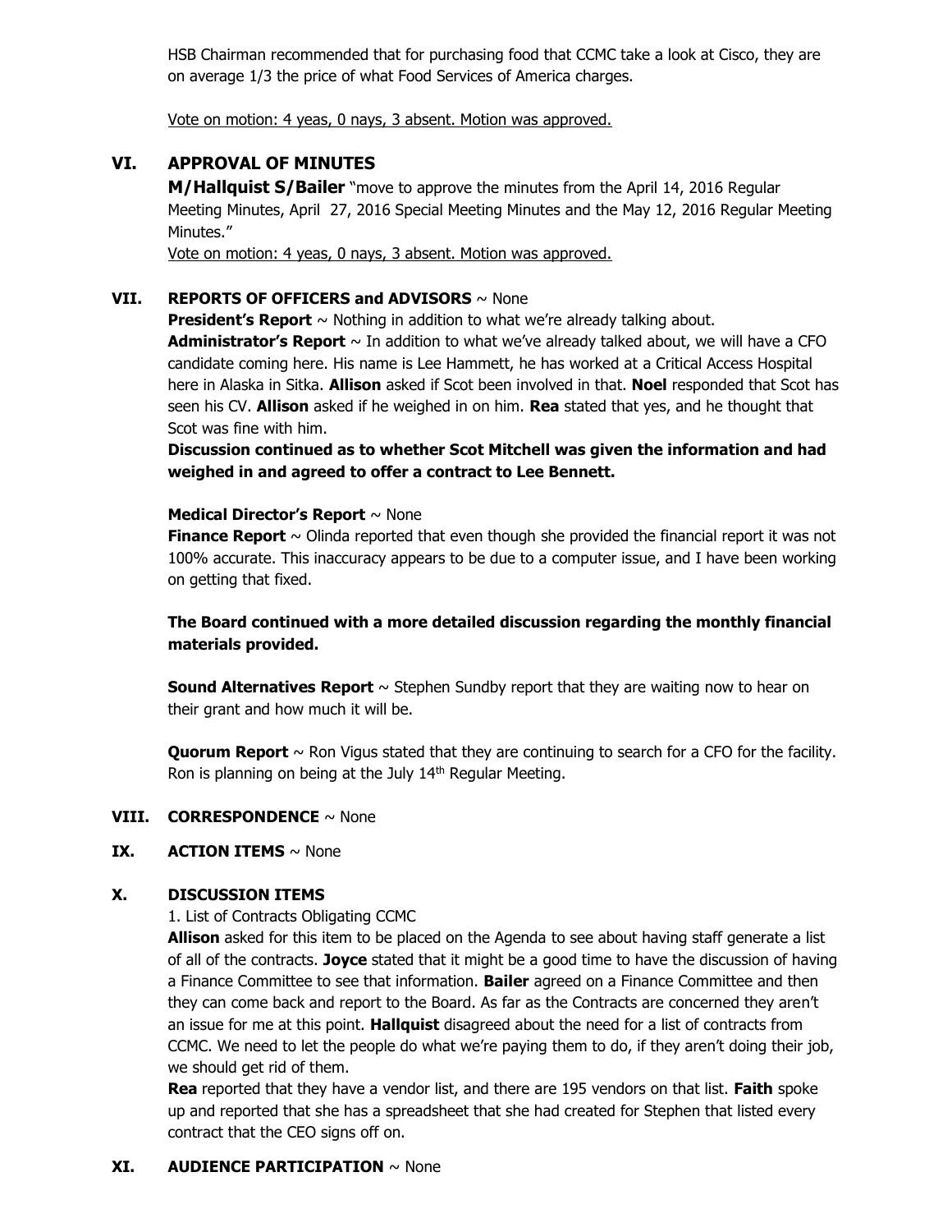HSB Chairman recommended that for purchasing food that CCMC take a look at Cisco, they are on average 1/3 the price of what Food Services of America charges.

Vote on motion: 4 yeas, 0 nays, 3 absent. Motion was approved.

## VI. APPROVAL OF MINUTES

**M/Hallquist S/Bailer** "move to approve the minutes from the April 14, 2016 Regular Meeting Minutes, April 27, 2016 Special Meeting Minutes and the May 12, 2016 Regular Meeting Minutes."

Vote on motion: 4 yeas, 0 nays, 3 absent. Motion was approved.

## VII. REPORTS OF OFFICERS and ADVISORS ~ None

**President's Report** ~ Nothing in addition to what we're already talking about.

**Administrator's Report** ~ In addition to what we've already talked about, we will have a CFO candidate coming here. His name is Lee Hammett, he has worked at a Critical Access Hospital here in Alaska in Sitka. **Allison** asked if Scot been involved in that. **Noel** responded that Scot has seen his CV. **Allison** asked if he weighed in on him. **Rea** stated that yes, and he thought that Scot was fine with him.

**Discussion continued as to whether Scot Mitchell was given the information and had weighed in and agreed to offer a contract to Lee Bennett.**

**Medical Director's Report** ~ None

**Finance Report** ~ Olinda reported that even though she provided the financial report it was not 100% accurate. This inaccuracy appears to be due to a computer issue, and I have been working on getting that fixed.

**The Board continued with a more detailed discussion regarding the monthly financial materials provided.**

**Sound Alternatives Report** ~ Stephen Sundby report that they are waiting now to hear on their grant and how much it will be.

**Quorum Report** ~ Ron Vigus stated that they are continuing to search for a CFO for the facility. Ron is planning on being at the July 14th Regular Meeting.

## VIII. CORRESPONDENCE ~ None

## IX. ACTION ITEMS ~ None

## X. DISCUSSION ITEMS

1. List of Contracts Obligating CCMC

**Allison** asked for this item to be placed on the Agenda to see about having staff generate a list of all of the contracts. **Joyce** stated that it might be a good time to have the discussion of having a Finance Committee to see that information. **Bailer** agreed on a Finance Committee and then they can come back and report to the Board. As far as the Contracts are concerned they aren't an issue for me at this point. **Hallquist** disagreed about the need for a list of contracts from CCMC. We need to let the people do what we're paying them to do, if they aren't doing their job, we should get rid of them.

**Rea** reported that they have a vendor list, and there are 195 vendors on that list. **Faith** spoke up and reported that she has a spreadsheet that she had created for Stephen that listed every contract that the CEO signs off on.

## XI. AUDIENCE PARTICIPATION ~ None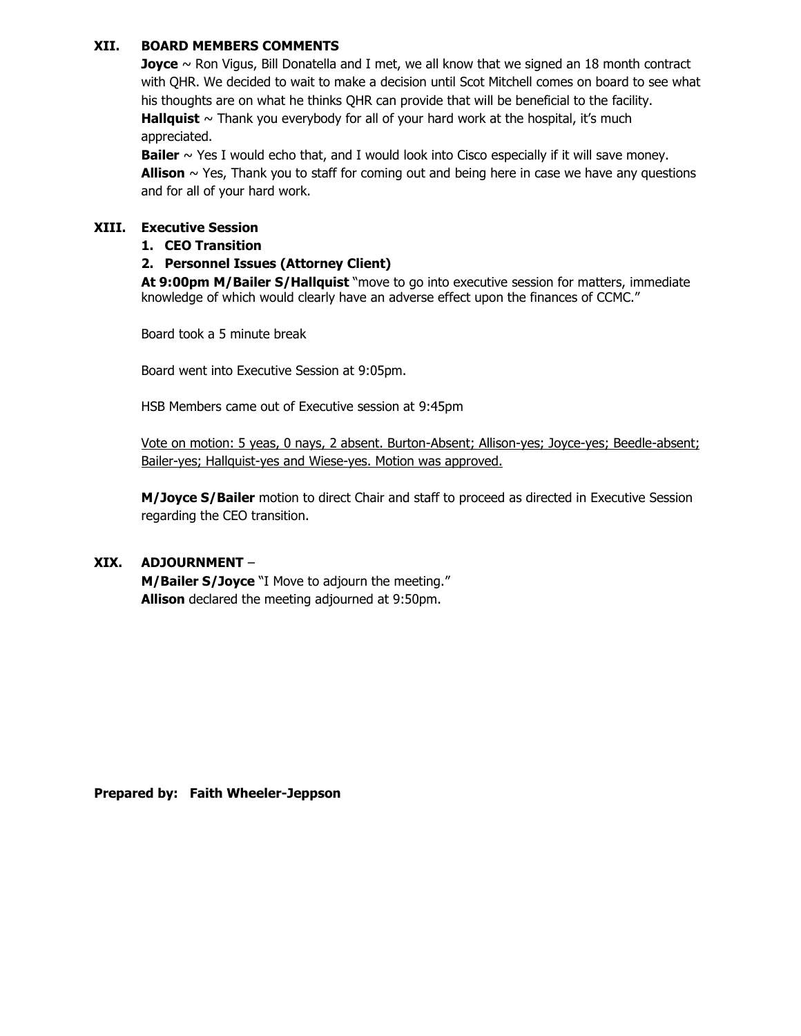## XII. BOARD MEMBERS COMMENTS

**Joyce** ~ Ron Vigus, Bill Donatella and I met, we all know that we signed an 18 month contract with QHR. We decided to wait to make a decision until Scot Mitchell comes on board to see what his thoughts are on what he thinks QHR can provide that will be beneficial to the facility.

**Hallquist** ~ Thank you everybody for all of your hard work at the hospital, it's much appreciated.

**Bailer** ~ Yes I would echo that, and I would look into Cisco especially if it will save money.

**Allison** ~ Yes, Thank you to staff for coming out and being here in case we have any questions and for all of your hard work.

## XIII. Executive Session

1. **CEO Transition**
2. **Personnel Issues (Attorney Client)**

**At 9:00pm M/Bailer S/Hallquist** "move to go into executive session for matters, immediate knowledge of which would clearly have an adverse effect upon the finances of CCMC."

Board took a 5 minute break

Board went into Executive Session at 9:05pm.

HSB Members came out of Executive session at 9:45pm

Vote on motion: 5 yeas, 0 nays, 2 absent. Burton-Absent; Allison-yes; Joyce-yes; Beedle-absent; Bailer-yes; Hallquist-yes and Wiese-yes. Motion was approved.

**M/Joyce S/Bailer** motion to direct Chair and staff to proceed as directed in Executive Session regarding the CEO transition.

## XIX. ADJOURNMENT –

**M/Bailer S/Joyce** "I Move to adjourn the meeting."

**Allison** declared the meeting adjourned at 9:50pm.

**Prepared by: Faith Wheeler-Jeppson**